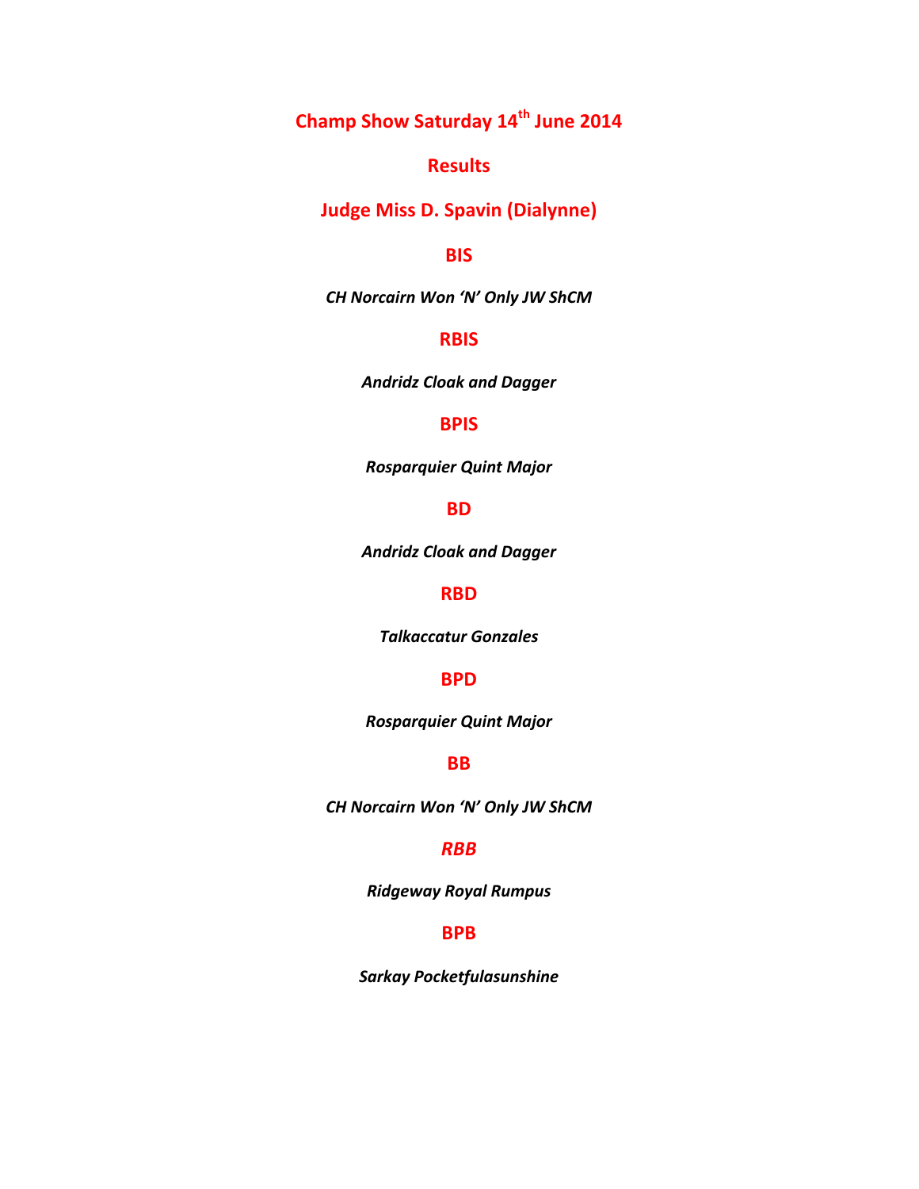# Champ Show Saturday 14th June 2014

## Results

## Judge Miss D. Spavin (Dialynne)

## BIS

***CH Norcairn Won 'N' Only JW ShCM***

## RBIS

***Andridz Cloak and Dagger***

## BPIS

***Rosparquier Quint Major***

## BD

***Andridz Cloak and Dagger***

## RBD

***Talkaccatur Gonzales***

## BPD

***Rosparquier Quint Major***

## BB

***CH Norcairn Won 'N' Only JW ShCM***

## *RBB*

***Ridgeway Royal Rumpus***

## BPB

***Sarkay Pocketfulasunshine***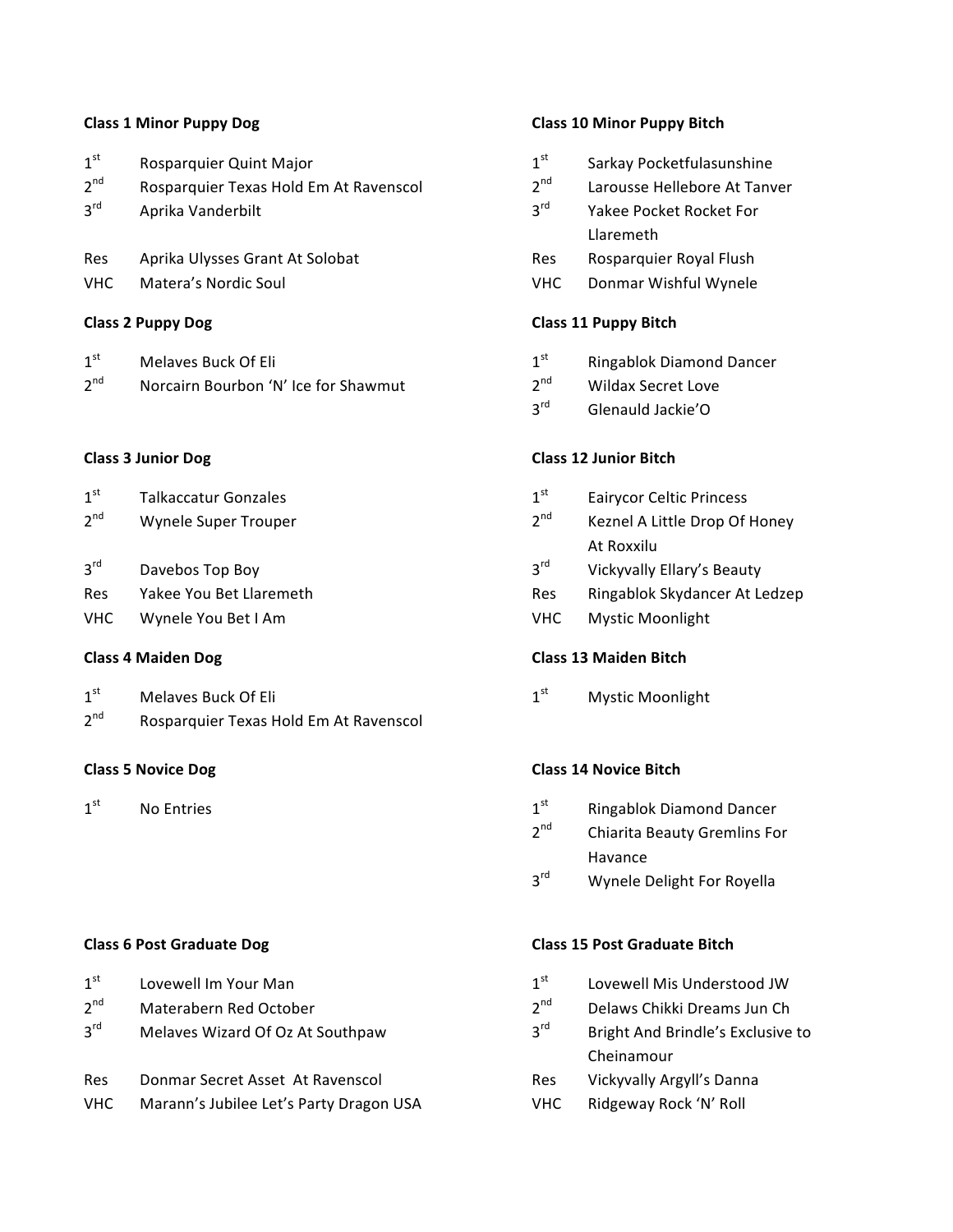**Class 1 Minor Puppy Dog**

1st Rosparquier Quint Major
2nd Rosparquier Texas Hold Em At Ravenscol
3rd Aprika Vanderbilt
Res Aprika Ulysses Grant At Solobat
VHC Matera's Nordic Soul

**Class 2 Puppy Dog**

1st Melaves Buck Of Eli
2nd Norcairn Bourbon 'N' Ice for Shawmut

**Class 3 Junior Dog**

1st Talkaccatur Gonzales
2nd Wynele Super Trouper
3rd Davebos Top Boy
Res Yakee You Bet Llaremeth
VHC Wynele You Bet I Am

**Class 4 Maiden Dog**

1st Melaves Buck Of Eli
2nd Rosparquier Texas Hold Em At Ravenscol

**Class 5 Novice Dog**

1st No Entries

**Class 6 Post Graduate Dog**

1st Lovewell Im Your Man
2nd Materabern Red October
3rd Melaves Wizard Of Oz At Southpaw
Res Donmar Secret Asset At Ravenscol
VHC Marann's Jubilee Let's Party Dragon USA

**Class 10 Minor Puppy Bitch**

1st Sarkay Pocketfulasunshine
2nd Larousse Hellebore At Tanver
3rd Yakee Pocket Rocket For Llaremeth
Res Rosparquier Royal Flush
VHC Donmar Wishful Wynele

**Class 11 Puppy Bitch**

1st Ringablok Diamond Dancer
2nd Wildax Secret Love
3rd Glenauld Jackie'O

**Class 12 Junior Bitch**

1st Eairycor Celtic Princess
2nd Keznel A Little Drop Of Honey At Roxxilu
3rd Vickyvally Ellary's Beauty
Res Ringablok Skydancer At Ledzep
VHC Mystic Moonlight

**Class 13 Maiden Bitch**

1st Mystic Moonlight

**Class 14 Novice Bitch**

1st Ringablok Diamond Dancer
2nd Chiarita Beauty Gremlins For Havance
3rd Wynele Delight For Royella

**Class 15 Post Graduate Bitch**

1st Lovewell Mis Understood JW
2nd Delaws Chikki Dreams Jun Ch
3rd Bright And Brindle's Exclusive to Cheinamour
Res Vickyvally Argyll's Danna
VHC Ridgeway Rock 'N' Roll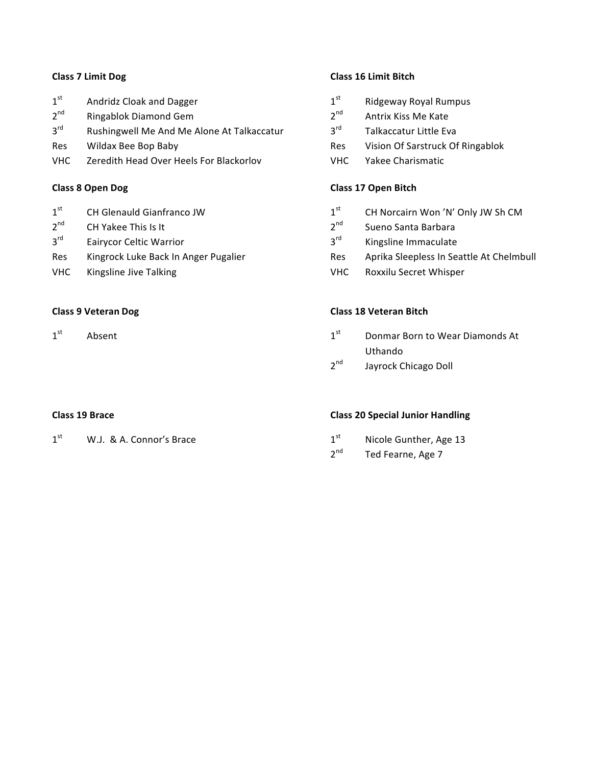**Class 7 Limit Dog**

1st Andridz Cloak and Dagger
2nd Ringablok Diamond Gem
3rd Rushingwell Me And Me Alone At Talkaccatur
Res Wildax Bee Bop Baby
VHC Zeredith Head Over Heels For Blackorlov

**Class 8 Open Dog**

1st CH Glenauld Gianfranco JW
2nd CH Yakee This Is It
3rd Eairycor Celtic Warrior
Res Kingrock Luke Back In Anger Pugalier
VHC Kingsline Jive Talking

**Class 9 Veteran Dog**

1st Absent

**Class 16 Limit Bitch**

1st Ridgeway Royal Rumpus
2nd Antrix Kiss Me Kate
3rd Talkaccatur Little Eva
Res Vision Of Sarstruck Of Ringablok
VHC Yakee Charismatic

**Class 17 Open Bitch**

1st CH Norcairn Won 'N' Only JW Sh CM
2nd Sueno Santa Barbara
3rd Kingsline Immaculate
Res Aprika Sleepless In Seattle At Chelmbull
VHC Roxxilu Secret Whisper

**Class 18 Veteran Bitch**

1st Donmar Born to Wear Diamonds At Uthando
2nd Jayrock Chicago Doll

**Class 19 Brace**

1st W.J. & A. Connor's Brace

**Class 20 Special Junior Handling**

1st Nicole Gunther, Age 13
2nd Ted Fearne, Age 7